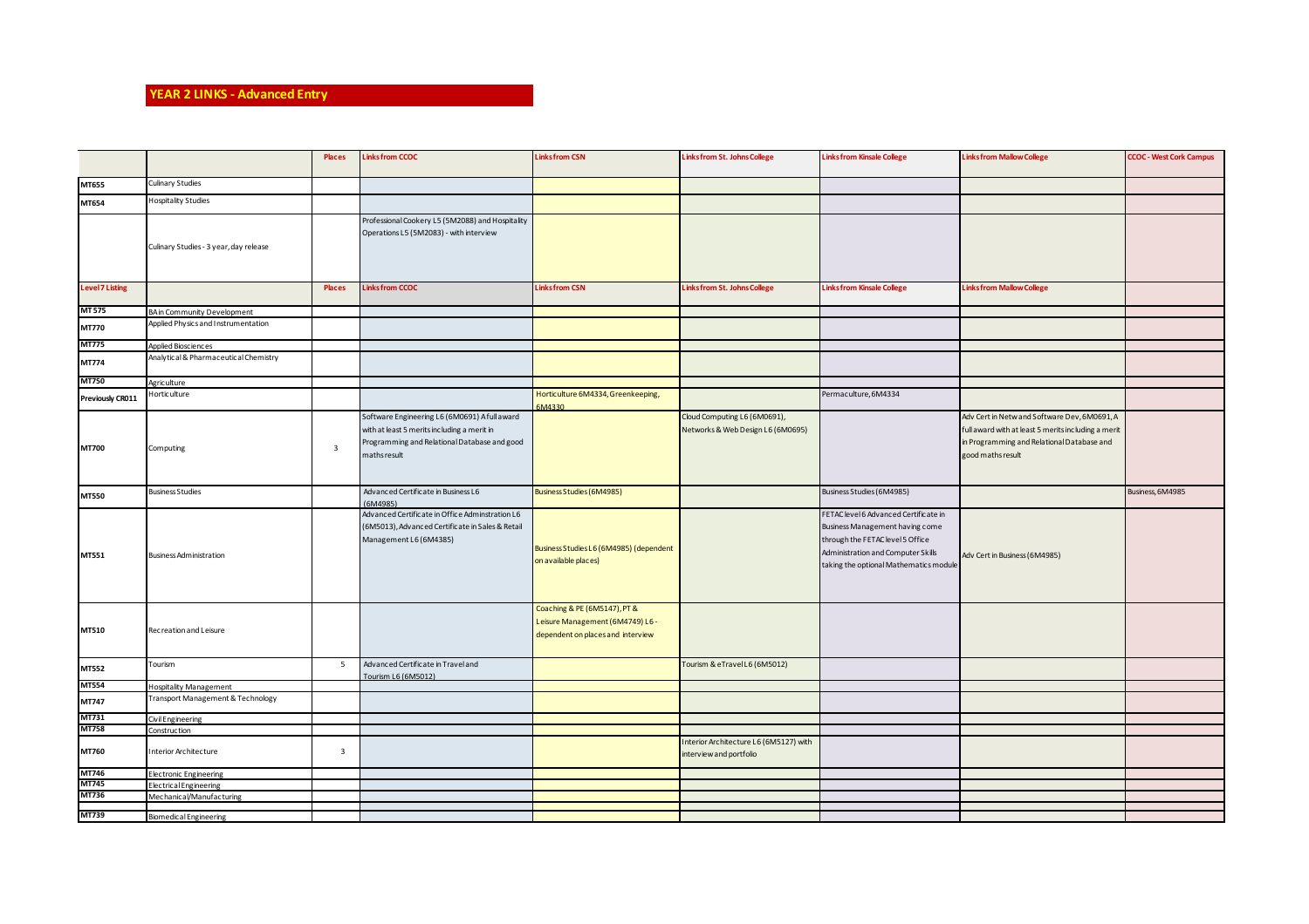## YEAR 2 LINKS - Advanced Entry

| | | Places | Links from CCOC | Links from CSN | Links from St. Johns College | Links from Kinsale College | Links from Mallow College | CCOC - West Cork Campus |
|---|---|---|---|---|---|---|---|---|
| MT655 | Culinary Studies | | | | | | | |
| MT654 | Hospitality Studies | | | | | | | |
| | Culinary Studies - 3 year, day release | | Professional Cookery L5 (5M2088) and Hospitality Operations L5 (5M2083) - with interview | | | | | |
| **Level 7 Listing** | | **Places** | **Links from CCOC** | **Links from CSN** | **Links from St. Johns College** | **Links from Kinsale College** | **Links from Mallow College** | |
| MT575 | BA in Community Development | | | | | | | |
| MT770 | Applied Physics and Instrumentation | | | | | | | |
| MT775 | Applied Biosciences | | | | | | | |
| MT774 | Analytical & Pharmaceutical Chemistry | | | | | | | |
| MT750 | Agriculture | | | | | | | |
| Previously CR011 | Horticulture | | | Horticulture 6M4334, Greenkeeping, 6M4330 | | Permaculture, 6M4334 | | |
| MT700 | Computing | 3 | Software Engineering L6 (6M0691) A full award with at least 5 merits including a merit in Programming and Relational Database and good maths result | | Cloud Computing L6 (6M0691), Networks & Web Design L6 (6M0695) | | Adv Cert in Netw and Software Dev, 6M0691, A full award with at least 5 merits including a merit in Programming and Relational Database and good maths result | |
| MT550 | Business Studies | | Advanced Certificate in Business L6 (6M4985) | Business Studies (6M4985) | | Business Studies (6M4985) | | Business, 6M4985 |
| MT551 | Business Administration | | Advanced Certificate in Office Adminstration L6 (6M5013), Advanced Certificate in Sales & Retail Management L6 (6M4385) | Business Studies L6 (6M4985) (dependent on available places) | | FETAC level 6 Advanced Certificate in Business Management having come through the FETAC level 5 Office Administration and Computer Skills taking the optional Mathematics module | Adv Cert in Business (6M4985) | |
| MT510 | Recreation and Leisure | | | Coaching & PE (6M5147), PT & Leisure Management (6M4749) L6 - dependent on places and interview | | | | |
| MT552 | Tourism | 5 | Advanced Certificate in Travel and Tourism L6 (6M5012) | | Tourism & eTravel L6 (6M5012) | | | |
| MT554 | Hospitality Management | | | | | | | |
| MT747 | Transport Management & Technology | | | | | | | |
| MT731 | Civil Engineering | | | | | | | |
| MT758 | Construction | | | | | | | |
| MT760 | Interior Architecture | 3 | | | Interior Architecture L6 (6M5127) with interview and portfolio | | | |
| MT746 | Electronic Engineering | | | | | | | |
| MT745 | Electrical Engineering | | | | | | | |
| MT736 | Mechanical/Manufacturing | | | | | | | |
| MT739 | Biomedical Engineering | | | | | | | |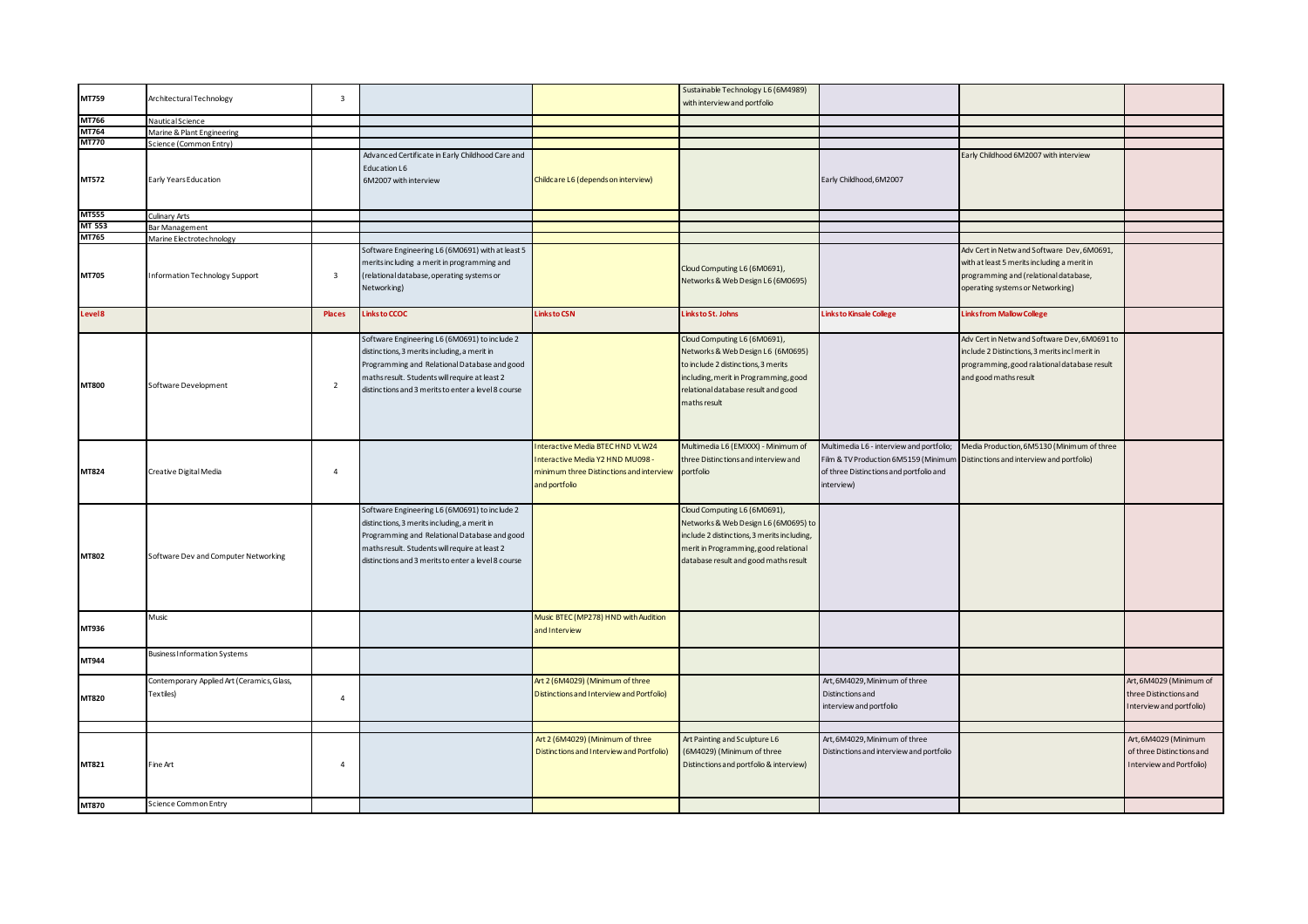| MT759 | Architectural Technology | 3 | | | Sustainable Technology L6 (6M4989) with interview and portfolio | | | |
|---|---|---|---|---|---|---|---|---|
| MT766 | Nautical Science | | | | | | | |
| MT764 | Marine & Plant Engineering | | | | | | | |
| MT770 | Science (Common Entry) | | | | | | | |
| MT572 | Early Years Education | | Advanced Certificate in Early Childhood Care and Education L6 6M2007 with interview | Childcare L6 (depends on interview) | | Early Childhood, 6M2007 | Early Childhood 6M2007 with interview | |
| MT555 | Culinary Arts | | | | | | | |
| MT 553 | Bar Management | | | | | | | |
| MT765 | Marine Electrotechnology | | | | | | | |
| MT705 | Information Technology Support | 3 | Software Engineering L6 (6M0691) with at least 5 merits including a merit in programming and (relational database, operating systems or Networking) | | Cloud Computing L6 (6M0691), Networks & Web Design L6 (6M0695) | | Adv Cert in Netw and Software Dev, 6M0691, with at least 5 merits including a merit in programming and (relational database, operating systems or Networking) | |
| **Level 8** | | **Places** | **Links to CCOC** | **Links to CSN** | **Links to St. Johns** | **Links to Kinsale College** | **Links from Mallow College** | |
| MT800 | Software Development | 2 | Software Engineering L6 (6M0691) to include 2 distinctions, 3 merits including, a merit in Programming and Relational Database and good maths result. Students will require at least 2 distinctions and 3 merits to enter a level 8 course | | Cloud Computing L6 (6M0691), Networks & Web Design L6 (6M0695) to include 2 distinctions, 3 merits including, merit in Programming, good relational database result and good maths result | | Adv Cert in Netw and Software Dev, 6M0691 to include 2 Distinctions, 3 merits incl merit in programming, good ralational database result and good maths result | |
| MT824 | Creative Digital Media | 4 | | Interactive Media BTEC HND VLW24 Interactive Media Y2 HND MU098 - minimum three Distinctions and interview and portfolio | Multimedia L6 (EMXXX) - Minimum of three Distinctions and interview and portfolio | Multimedia L6 - interview and portfolio; Film & TV Production 6M5159 (Minimum of three Distinctions and portfolio and interview) | Media Production, 6M5130 (Minimum of three Distinctions and interview and portfolio) | |
| MT802 | Software Dev and Computer Networking | | Software Engineering L6 (6M0691) to include 2 distinctions, 3 merits including, a merit in Programming and Relational Database and good maths result. Students will require at least 2 distinctions and 3 merits to enter a level 8 course | | Cloud Computing L6 (6M0691), Networks & Web Design L6 (6M0695) to include 2 distinctions, 3 merits including, merit in Programming, good relational database result and good maths result | | | |
| MT936 | Music | | | Music BTEC (MP278) HND with Audition and Interview | | | | |
| MT944 | Business Information Systems | | | | | | | |
| MT820 | Contemporary Applied Art (Ceramics, Glass, Textiles) | 4 | | Art 2 (6M4029) (Minimum of three Distinctions and Interview and Portfolio) | | Art, 6M4029, Minimum of three Distinctions and interview and portfolio | | Art, 6M4029 (Minimum of three Distinctions and Interview and portfolio) |
| | | | | | | | | |
| MT821 | Fine Art | 4 | | Art 2 (6M4029) (Minimum of three Distinctions and Interview and Portfolio) | Art Painting and Sculpture L6 (6M4029) (Minimum of three Distinctions and portfolio & interview) | Art, 6M4029, Minimum of three Distinctions and interview and portfolio | | Art, 6M4029 (Minimum of three Distinctions and Interview and Portfolio) |
| MT870 | Science Common Entry | | | | | | | |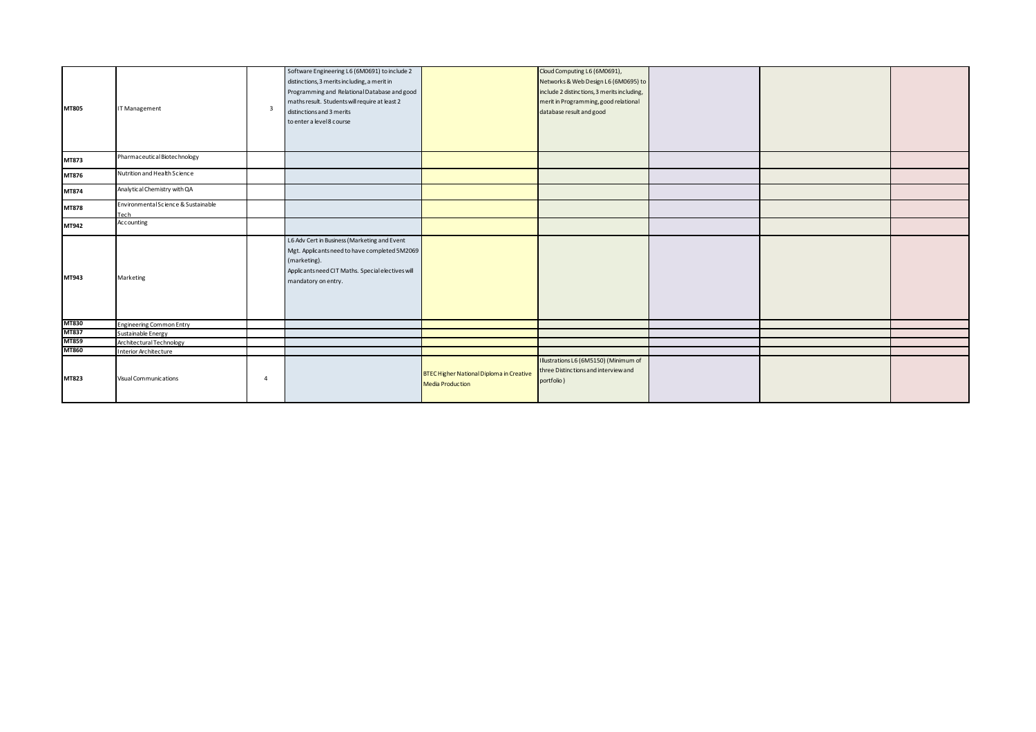| | | | | | | | | |
|---|---|---|---|---|---|---|---|---|
| MT805 | IT Management | 3 | Software Engineering L6 (6M0691) to include 2 distinctions, 3 merits including, a merit in Programming and Relational Database and good maths result. Students will require at least 2 distinctions and 3 merits to enter a level 8 course | | Cloud Computing L6 (6M0691), Networks & Web Design L6 (6M0695) to include 2 distinctions, 3 merits including, merit in Programming, good relational database result and good | | | |
| MT873 | Pharmaceutical Biotechnology | | | | | | | |
| MT876 | Nutrition and Health Science | | | | | | | |
| MT874 | Analytical Chemistry with QA | | | | | | | |
| MT878 | Environmental Science & Sustainable Tech | | | | | | | |
| MT942 | Accounting | | | | | | | |
| MT943 | Marketing | | L6 Adv Cert in Business (Marketing and Event Mgt. Applicants need to have completed 5M2069 (marketing). Applicants need CIT Maths. Special electives will mandatory on entry. | | | | | |
| MT830 | Engineering Common Entry | | | | | | | |
| MT837 | Sustainable Energy | | | | | | | |
| MT859 | Architectural Technology | | | | | | | |
| MT860 | Interior Architecture | | | | | | | |
| MT823 | Visual Communications | 4 | | BTEC Higher National Diploma in Creative Media Production | Illustrations L6 (6M5150) (Minimum of three Distinctions and interview and portfolio) | | | |